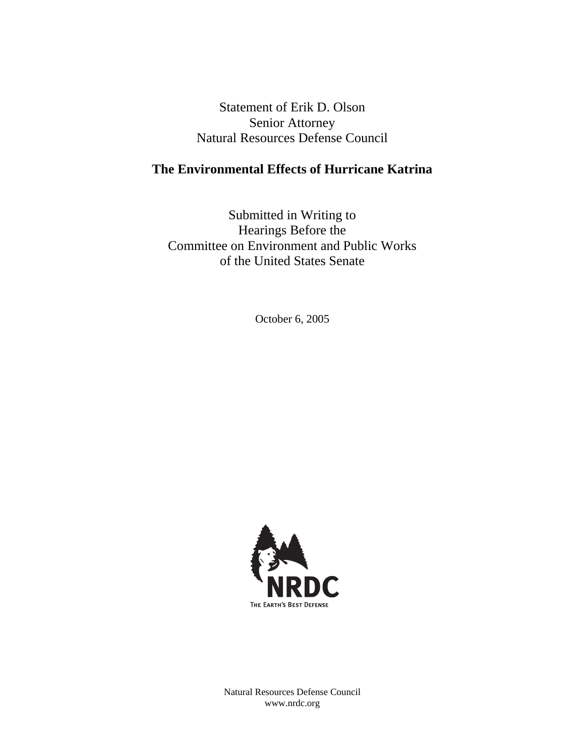Statement of Erik D. Olson
Senior Attorney
Natural Resources Defense Council

# The Environmental Effects of Hurricane Katrina

Submitted in Writing to
Hearings Before the
Committee on Environment and Public Works
of the United States Senate

October 6, 2005

NRDC

THE EARTH'S BEST DEFENSE

Natural Resources Defense Council
www.nrdc.org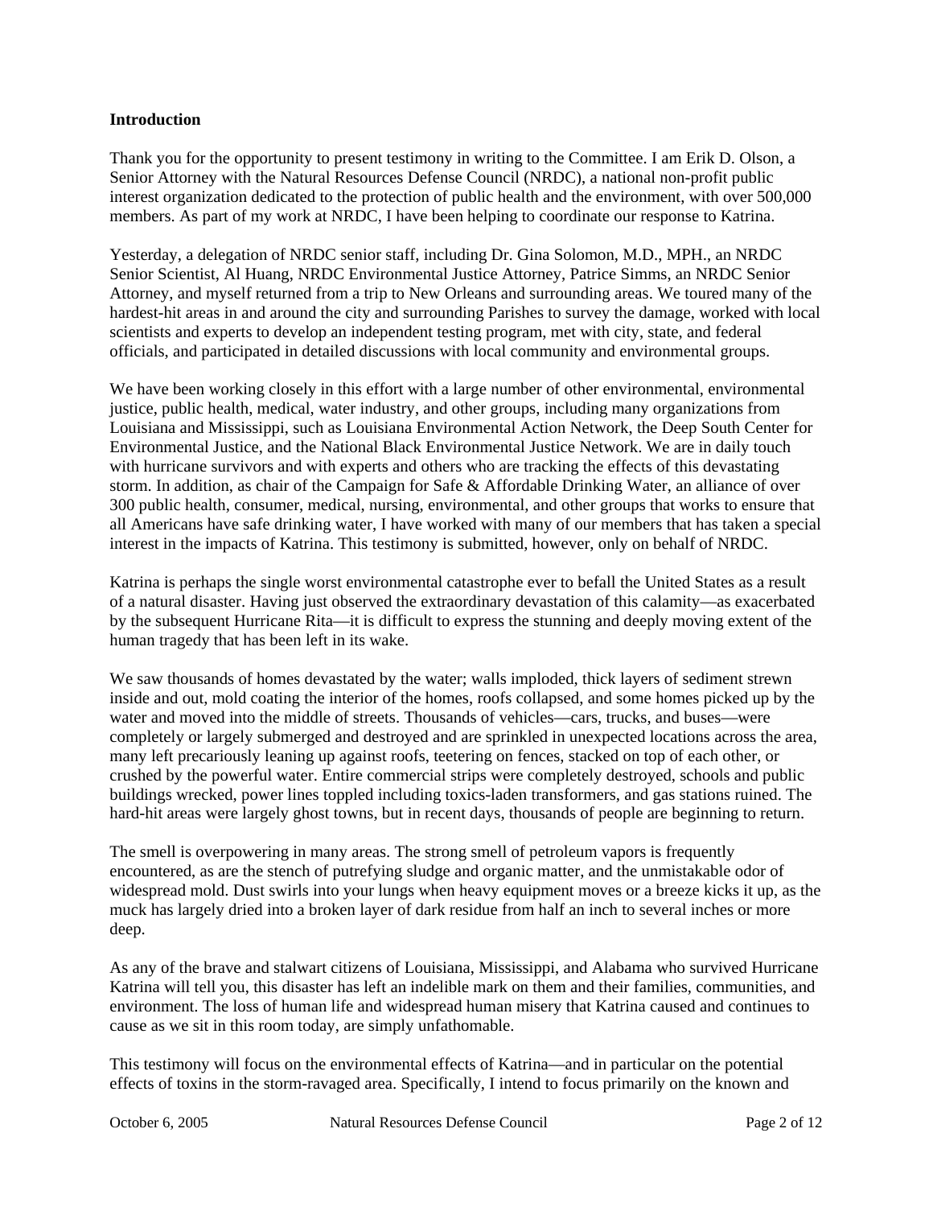**Introduction**

Thank you for the opportunity to present testimony in writing to the Committee. I am Erik D. Olson, a Senior Attorney with the Natural Resources Defense Council (NRDC), a national non-profit public interest organization dedicated to the protection of public health and the environment, with over 500,000 members. As part of my work at NRDC, I have been helping to coordinate our response to Katrina.

Yesterday, a delegation of NRDC senior staff, including Dr. Gina Solomon, M.D., MPH., an NRDC Senior Scientist, Al Huang, NRDC Environmental Justice Attorney, Patrice Simms, an NRDC Senior Attorney, and myself returned from a trip to New Orleans and surrounding areas. We toured many of the hardest-hit areas in and around the city and surrounding Parishes to survey the damage, worked with local scientists and experts to develop an independent testing program, met with city, state, and federal officials, and participated in detailed discussions with local community and environmental groups.

We have been working closely in this effort with a large number of other environmental, environmental justice, public health, medical, water industry, and other groups, including many organizations from Louisiana and Mississippi, such as Louisiana Environmental Action Network, the Deep South Center for Environmental Justice, and the National Black Environmental Justice Network. We are in daily touch with hurricane survivors and with experts and others who are tracking the effects of this devastating storm. In addition, as chair of the Campaign for Safe & Affordable Drinking Water, an alliance of over 300 public health, consumer, medical, nursing, environmental, and other groups that works to ensure that all Americans have safe drinking water, I have worked with many of our members that has taken a special interest in the impacts of Katrina. This testimony is submitted, however, only on behalf of NRDC.

Katrina is perhaps the single worst environmental catastrophe ever to befall the United States as a result of a natural disaster. Having just observed the extraordinary devastation of this calamity—as exacerbated by the subsequent Hurricane Rita—it is difficult to express the stunning and deeply moving extent of the human tragedy that has been left in its wake.

We saw thousands of homes devastated by the water; walls imploded, thick layers of sediment strewn inside and out, mold coating the interior of the homes, roofs collapsed, and some homes picked up by the water and moved into the middle of streets. Thousands of vehicles—cars, trucks, and buses—were completely or largely submerged and destroyed and are sprinkled in unexpected locations across the area, many left precariously leaning up against roofs, teetering on fences, stacked on top of each other, or crushed by the powerful water. Entire commercial strips were completely destroyed, schools and public buildings wrecked, power lines toppled including toxics-laden transformers, and gas stations ruined. The hard-hit areas were largely ghost towns, but in recent days, thousands of people are beginning to return.

The smell is overpowering in many areas. The strong smell of petroleum vapors is frequently encountered, as are the stench of putrefying sludge and organic matter, and the unmistakable odor of widespread mold. Dust swirls into your lungs when heavy equipment moves or a breeze kicks it up, as the muck has largely dried into a broken layer of dark residue from half an inch to several inches or more deep.

As any of the brave and stalwart citizens of Louisiana, Mississippi, and Alabama who survived Hurricane Katrina will tell you, this disaster has left an indelible mark on them and their families, communities, and environment. The loss of human life and widespread human misery that Katrina caused and continues to cause as we sit in this room today, are simply unfathomable.

This testimony will focus on the environmental effects of Katrina—and in particular on the potential effects of toxins in the storm-ravaged area. Specifically, I intend to focus primarily on the known and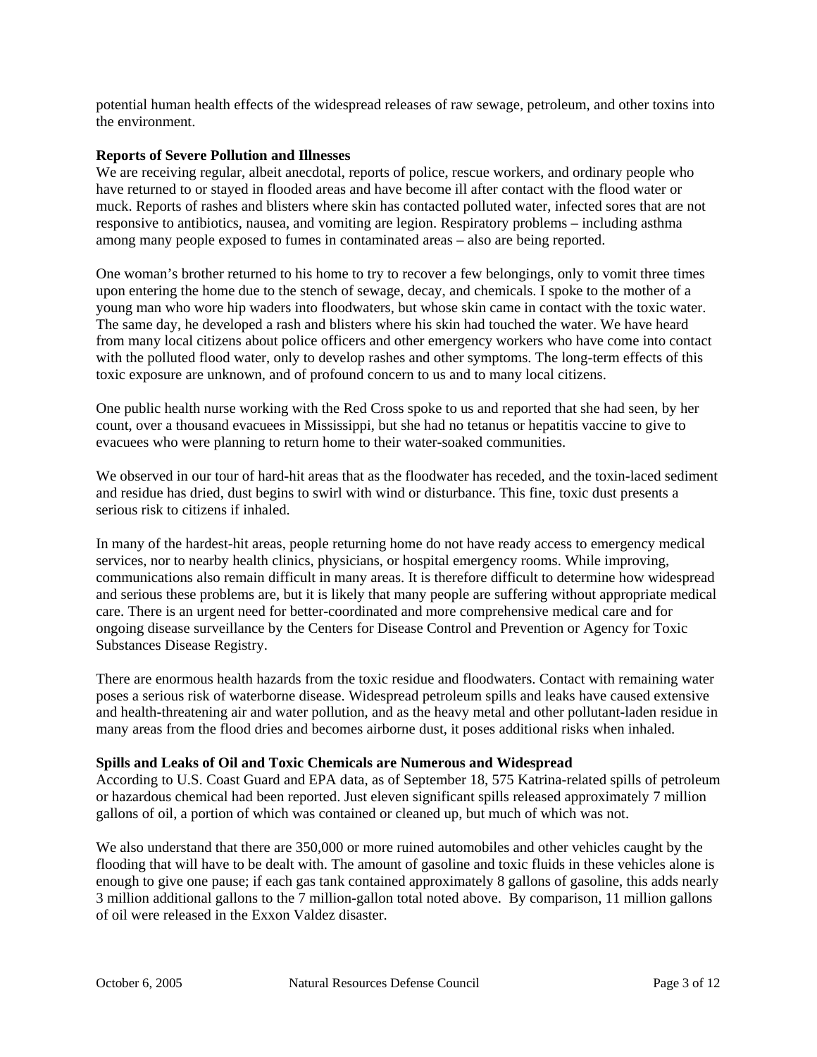potential human health effects of the widespread releases of raw sewage, petroleum, and other toxins into the environment.

**Reports of Severe Pollution and Illnesses**

We are receiving regular, albeit anecdotal, reports of police, rescue workers, and ordinary people who have returned to or stayed in flooded areas and have become ill after contact with the flood water or muck. Reports of rashes and blisters where skin has contacted polluted water, infected sores that are not responsive to antibiotics, nausea, and vomiting are legion. Respiratory problems – including asthma among many people exposed to fumes in contaminated areas – also are being reported.

One woman's brother returned to his home to try to recover a few belongings, only to vomit three times upon entering the home due to the stench of sewage, decay, and chemicals. I spoke to the mother of a young man who wore hip waders into floodwaters, but whose skin came in contact with the toxic water. The same day, he developed a rash and blisters where his skin had touched the water. We have heard from many local citizens about police officers and other emergency workers who have come into contact with the polluted flood water, only to develop rashes and other symptoms. The long-term effects of this toxic exposure are unknown, and of profound concern to us and to many local citizens.

One public health nurse working with the Red Cross spoke to us and reported that she had seen, by her count, over a thousand evacuees in Mississippi, but she had no tetanus or hepatitis vaccine to give to evacuees who were planning to return home to their water-soaked communities.

We observed in our tour of hard-hit areas that as the floodwater has receded, and the toxin-laced sediment and residue has dried, dust begins to swirl with wind or disturbance. This fine, toxic dust presents a serious risk to citizens if inhaled.

In many of the hardest-hit areas, people returning home do not have ready access to emergency medical services, nor to nearby health clinics, physicians, or hospital emergency rooms. While improving, communications also remain difficult in many areas. It is therefore difficult to determine how widespread and serious these problems are, but it is likely that many people are suffering without appropriate medical care. There is an urgent need for better-coordinated and more comprehensive medical care and for ongoing disease surveillance by the Centers for Disease Control and Prevention or Agency for Toxic Substances Disease Registry.

There are enormous health hazards from the toxic residue and floodwaters. Contact with remaining water poses a serious risk of waterborne disease. Widespread petroleum spills and leaks have caused extensive and health-threatening air and water pollution, and as the heavy metal and other pollutant-laden residue in many areas from the flood dries and becomes airborne dust, it poses additional risks when inhaled.

**Spills and Leaks of Oil and Toxic Chemicals are Numerous and Widespread**

According to U.S. Coast Guard and EPA data, as of September 18, 575 Katrina-related spills of petroleum or hazardous chemical had been reported. Just eleven significant spills released approximately 7 million gallons of oil, a portion of which was contained or cleaned up, but much of which was not.

We also understand that there are 350,000 or more ruined automobiles and other vehicles caught by the flooding that will have to be dealt with. The amount of gasoline and toxic fluids in these vehicles alone is enough to give one pause; if each gas tank contained approximately 8 gallons of gasoline, this adds nearly 3 million additional gallons to the 7 million-gallon total noted above. By comparison, 11 million gallons of oil were released in the Exxon Valdez disaster.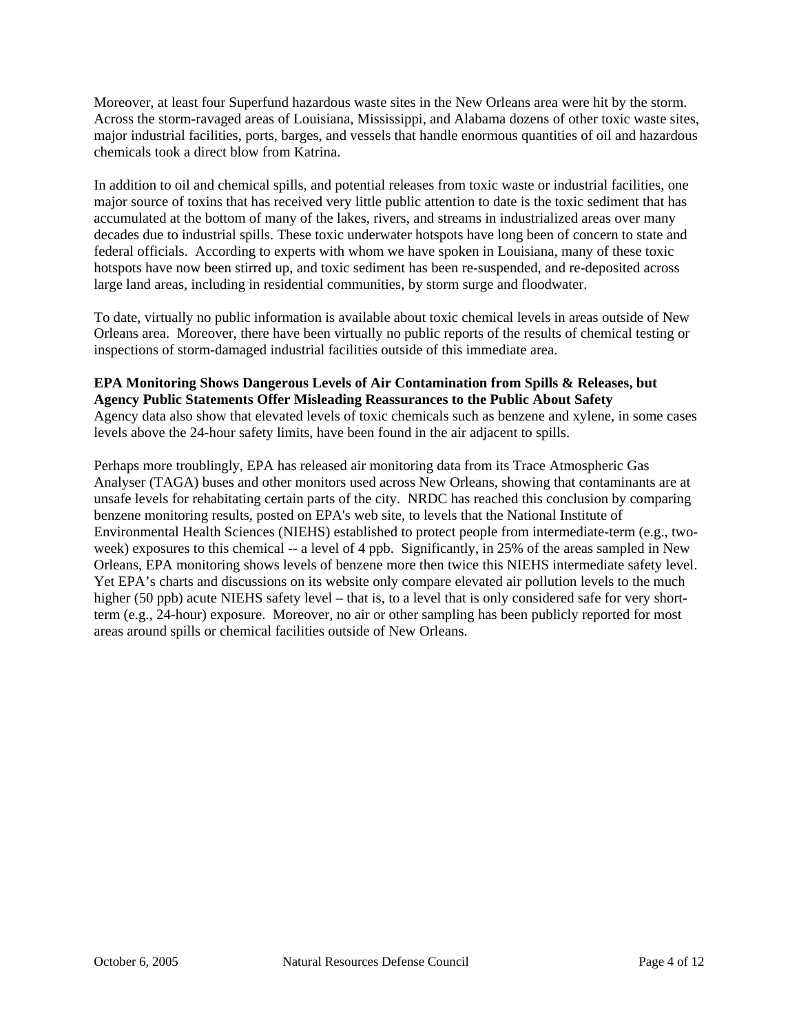Moreover, at least four Superfund hazardous waste sites in the New Orleans area were hit by the storm. Across the storm-ravaged areas of Louisiana, Mississippi, and Alabama dozens of other toxic waste sites, major industrial facilities, ports, barges, and vessels that handle enormous quantities of oil and hazardous chemicals took a direct blow from Katrina.

In addition to oil and chemical spills, and potential releases from toxic waste or industrial facilities, one major source of toxins that has received very little public attention to date is the toxic sediment that has accumulated at the bottom of many of the lakes, rivers, and streams in industrialized areas over many decades due to industrial spills. These toxic underwater hotspots have long been of concern to state and federal officials. According to experts with whom we have spoken in Louisiana, many of these toxic hotspots have now been stirred up, and toxic sediment has been re-suspended, and re-deposited across large land areas, including in residential communities, by storm surge and floodwater.

To date, virtually no public information is available about toxic chemical levels in areas outside of New Orleans area. Moreover, there have been virtually no public reports of the results of chemical testing or inspections of storm-damaged industrial facilities outside of this immediate area.

**EPA Monitoring Shows Dangerous Levels of Air Contamination from Spills & Releases, but Agency Public Statements Offer Misleading Reassurances to the Public About Safety**

Agency data also show that elevated levels of toxic chemicals such as benzene and xylene, in some cases levels above the 24-hour safety limits, have been found in the air adjacent to spills.

Perhaps more troublingly, EPA has released air monitoring data from its Trace Atmospheric Gas Analyser (TAGA) buses and other monitors used across New Orleans, showing that contaminants are at unsafe levels for rehabitating certain parts of the city. NRDC has reached this conclusion by comparing benzene monitoring results, posted on EPA's web site, to levels that the National Institute of Environmental Health Sciences (NIEHS) established to protect people from intermediate-term (e.g., two-week) exposures to this chemical -- a level of 4 ppb. Significantly, in 25% of the areas sampled in New Orleans, EPA monitoring shows levels of benzene more then twice this NIEHS intermediate safety level. Yet EPA's charts and discussions on its website only compare elevated air pollution levels to the much higher (50 ppb) acute NIEHS safety level – that is, to a level that is only considered safe for very short-term (e.g., 24-hour) exposure. Moreover, no air or other sampling has been publicly reported for most areas around spills or chemical facilities outside of New Orleans.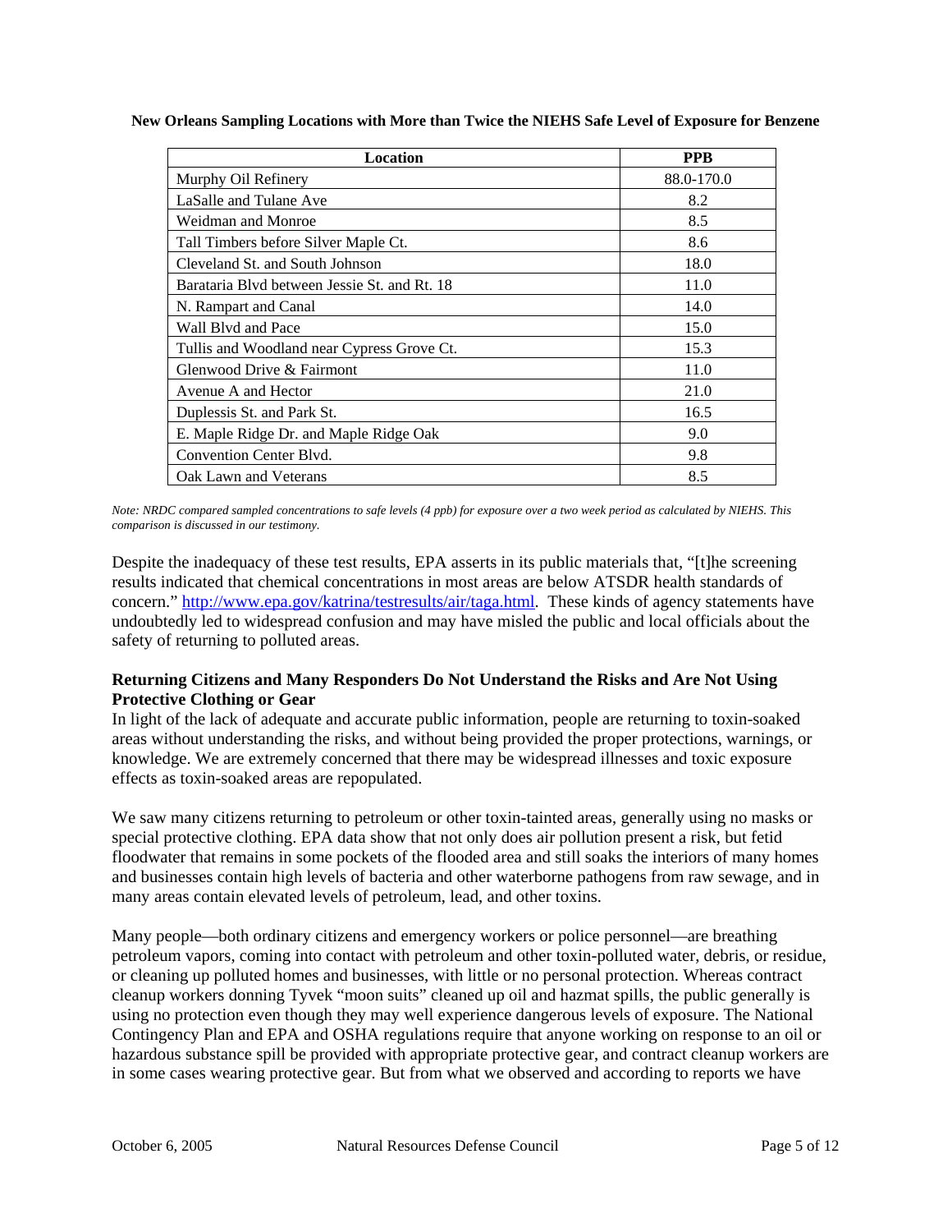**New Orleans Sampling Locations with More than Twice the NIEHS Safe Level of Exposure for Benzene**

| Location | PPB |
|---|---|
| Murphy Oil Refinery | 88.0-170.0 |
| LaSalle and Tulane Ave | 8.2 |
| Weidman and Monroe | 8.5 |
| Tall Timbers before Silver Maple Ct. | 8.6 |
| Cleveland St. and South Johnson | 18.0 |
| Barataria Blvd between Jessie St. and Rt. 18 | 11.0 |
| N. Rampart and Canal | 14.0 |
| Wall Blvd and Pace | 15.0 |
| Tullis and Woodland near Cypress Grove Ct. | 15.3 |
| Glenwood Drive & Fairmont | 11.0 |
| Avenue A and Hector | 21.0 |
| Duplessis St. and Park St. | 16.5 |
| E. Maple Ridge Dr. and Maple Ridge Oak | 9.0 |
| Convention Center Blvd. | 9.8 |
| Oak Lawn and Veterans | 8.5 |

*Note: NRDC compared sampled concentrations to safe levels (4 ppb) for exposure over a two week period as calculated by NIEHS. This comparison is discussed in our testimony.*

Despite the inadequacy of these test results, EPA asserts in its public materials that, "[t]he screening results indicated that chemical concentrations in most areas are below ATSDR health standards of concern." http://www.epa.gov/katrina/testresults/air/taga.html. These kinds of agency statements have undoubtedly led to widespread confusion and may have misled the public and local officials about the safety of returning to polluted areas.

**Returning Citizens and Many Responders Do Not Understand the Risks and Are Not Using Protective Clothing or Gear**

In light of the lack of adequate and accurate public information, people are returning to toxin-soaked areas without understanding the risks, and without being provided the proper protections, warnings, or knowledge. We are extremely concerned that there may be widespread illnesses and toxic exposure effects as toxin-soaked areas are repopulated.

We saw many citizens returning to petroleum or other toxin-tainted areas, generally using no masks or special protective clothing. EPA data show that not only does air pollution present a risk, but fetid floodwater that remains in some pockets of the flooded area and still soaks the interiors of many homes and businesses contain high levels of bacteria and other waterborne pathogens from raw sewage, and in many areas contain elevated levels of petroleum, lead, and other toxins.

Many people—both ordinary citizens and emergency workers or police personnel—are breathing petroleum vapors, coming into contact with petroleum and other toxin-polluted water, debris, or residue, or cleaning up polluted homes and businesses, with little or no personal protection. Whereas contract cleanup workers donning Tyvek "moon suits" cleaned up oil and hazmat spills, the public generally is using no protection even though they may well experience dangerous levels of exposure. The National Contingency Plan and EPA and OSHA regulations require that anyone working on response to an oil or hazardous substance spill be provided with appropriate protective gear, and contract cleanup workers are in some cases wearing protective gear. But from what we observed and according to reports we have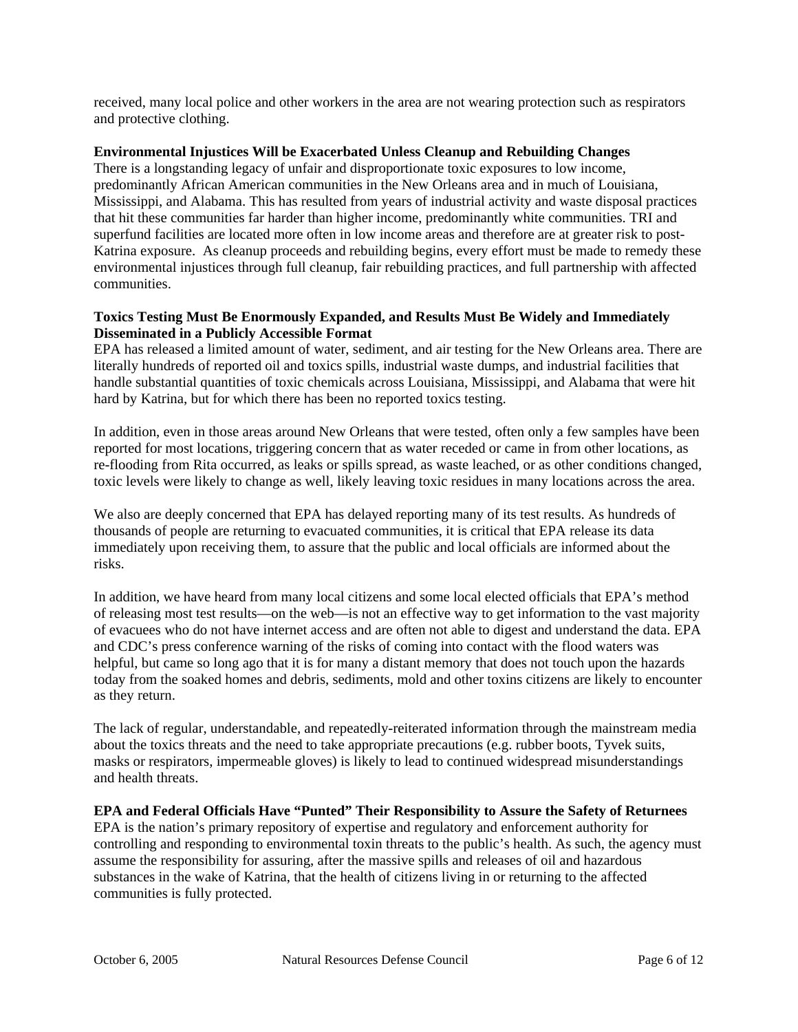received, many local police and other workers in the area are not wearing protection such as respirators and protective clothing.

**Environmental Injustices Will be Exacerbated Unless Cleanup and Rebuilding Changes**

There is a longstanding legacy of unfair and disproportionate toxic exposures to low income, predominantly African American communities in the New Orleans area and in much of Louisiana, Mississippi, and Alabama. This has resulted from years of industrial activity and waste disposal practices that hit these communities far harder than higher income, predominantly white communities. TRI and superfund facilities are located more often in low income areas and therefore are at greater risk to post-Katrina exposure. As cleanup proceeds and rebuilding begins, every effort must be made to remedy these environmental injustices through full cleanup, fair rebuilding practices, and full partnership with affected communities.

**Toxics Testing Must Be Enormously Expanded, and Results Must Be Widely and Immediately Disseminated in a Publicly Accessible Format**

EPA has released a limited amount of water, sediment, and air testing for the New Orleans area. There are literally hundreds of reported oil and toxics spills, industrial waste dumps, and industrial facilities that handle substantial quantities of toxic chemicals across Louisiana, Mississippi, and Alabama that were hit hard by Katrina, but for which there has been no reported toxics testing.

In addition, even in those areas around New Orleans that were tested, often only a few samples have been reported for most locations, triggering concern that as water receded or came in from other locations, as re-flooding from Rita occurred, as leaks or spills spread, as waste leached, or as other conditions changed, toxic levels were likely to change as well, likely leaving toxic residues in many locations across the area.

We also are deeply concerned that EPA has delayed reporting many of its test results. As hundreds of thousands of people are returning to evacuated communities, it is critical that EPA release its data immediately upon receiving them, to assure that the public and local officials are informed about the risks.

In addition, we have heard from many local citizens and some local elected officials that EPA's method of releasing most test results—on the web—is not an effective way to get information to the vast majority of evacuees who do not have internet access and are often not able to digest and understand the data. EPA and CDC's press conference warning of the risks of coming into contact with the flood waters was helpful, but came so long ago that it is for many a distant memory that does not touch upon the hazards today from the soaked homes and debris, sediments, mold and other toxins citizens are likely to encounter as they return.

The lack of regular, understandable, and repeatedly-reiterated information through the mainstream media about the toxics threats and the need to take appropriate precautions (e.g. rubber boots, Tyvek suits, masks or respirators, impermeable gloves) is likely to lead to continued widespread misunderstandings and health threats.

**EPA and Federal Officials Have "Punted" Their Responsibility to Assure the Safety of Returnees**

EPA is the nation's primary repository of expertise and regulatory and enforcement authority for controlling and responding to environmental toxin threats to the public's health. As such, the agency must assume the responsibility for assuring, after the massive spills and releases of oil and hazardous substances in the wake of Katrina, that the health of citizens living in or returning to the affected communities is fully protected.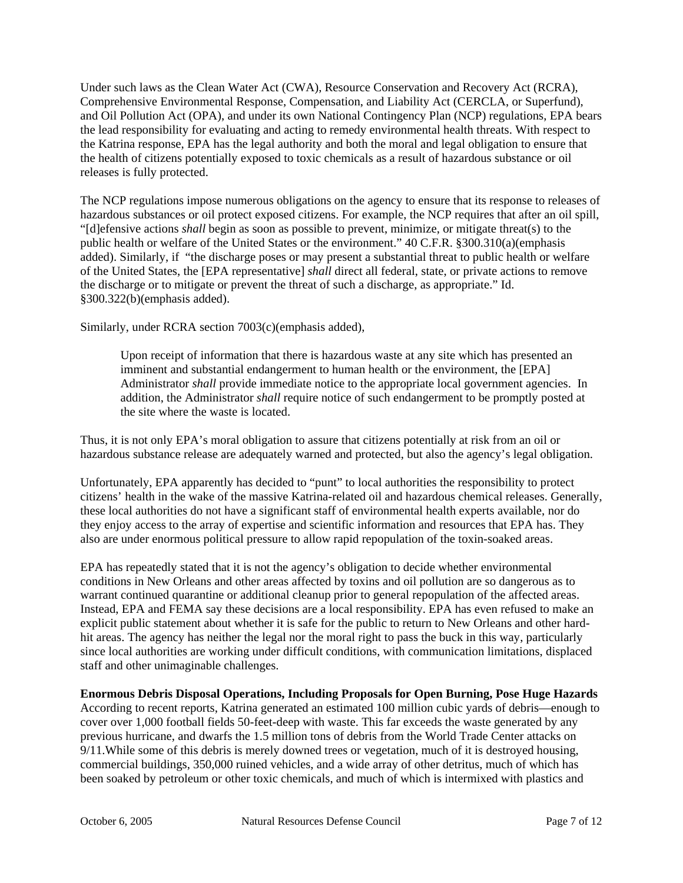Under such laws as the Clean Water Act (CWA), Resource Conservation and Recovery Act (RCRA), Comprehensive Environmental Response, Compensation, and Liability Act (CERCLA, or Superfund), and Oil Pollution Act (OPA), and under its own National Contingency Plan (NCP) regulations, EPA bears the lead responsibility for evaluating and acting to remedy environmental health threats. With respect to the Katrina response, EPA has the legal authority and both the moral and legal obligation to ensure that the health of citizens potentially exposed to toxic chemicals as a result of hazardous substance or oil releases is fully protected.

The NCP regulations impose numerous obligations on the agency to ensure that its response to releases of hazardous substances or oil protect exposed citizens. For example, the NCP requires that after an oil spill, "[d]efensive actions *shall* begin as soon as possible to prevent, minimize, or mitigate threat(s) to the public health or welfare of the United States or the environment." 40 C.F.R. §300.310(a)(emphasis added). Similarly, if "the discharge poses or may present a substantial threat to public health or welfare of the United States, the [EPA representative] *shall* direct all federal, state, or private actions to remove the discharge or to mitigate or prevent the threat of such a discharge, as appropriate." Id. §300.322(b)(emphasis added).

Similarly, under RCRA section 7003(c)(emphasis added),

> Upon receipt of information that there is hazardous waste at any site which has presented an imminent and substantial endangerment to human health or the environment, the [EPA] Administrator *shall* provide immediate notice to the appropriate local government agencies. In addition, the Administrator *shall* require notice of such endangerment to be promptly posted at the site where the waste is located.

Thus, it is not only EPA's moral obligation to assure that citizens potentially at risk from an oil or hazardous substance release are adequately warned and protected, but also the agency's legal obligation.

Unfortunately, EPA apparently has decided to "punt" to local authorities the responsibility to protect citizens' health in the wake of the massive Katrina-related oil and hazardous chemical releases. Generally, these local authorities do not have a significant staff of environmental health experts available, nor do they enjoy access to the array of expertise and scientific information and resources that EPA has. They also are under enormous political pressure to allow rapid repopulation of the toxin-soaked areas.

EPA has repeatedly stated that it is not the agency's obligation to decide whether environmental conditions in New Orleans and other areas affected by toxins and oil pollution are so dangerous as to warrant continued quarantine or additional cleanup prior to general repopulation of the affected areas. Instead, EPA and FEMA say these decisions are a local responsibility. EPA has even refused to make an explicit public statement about whether it is safe for the public to return to New Orleans and other hard-hit areas. The agency has neither the legal nor the moral right to pass the buck in this way, particularly since local authorities are working under difficult conditions, with communication limitations, displaced staff and other unimaginable challenges.

**Enormous Debris Disposal Operations, Including Proposals for Open Burning, Pose Huge Hazards**

According to recent reports, Katrina generated an estimated 100 million cubic yards of debris—enough to cover over 1,000 football fields 50-feet-deep with waste. This far exceeds the waste generated by any previous hurricane, and dwarfs the 1.5 million tons of debris from the World Trade Center attacks on 9/11.While some of this debris is merely downed trees or vegetation, much of it is destroyed housing, commercial buildings, 350,000 ruined vehicles, and a wide array of other detritus, much of which has been soaked by petroleum or other toxic chemicals, and much of which is intermixed with plastics and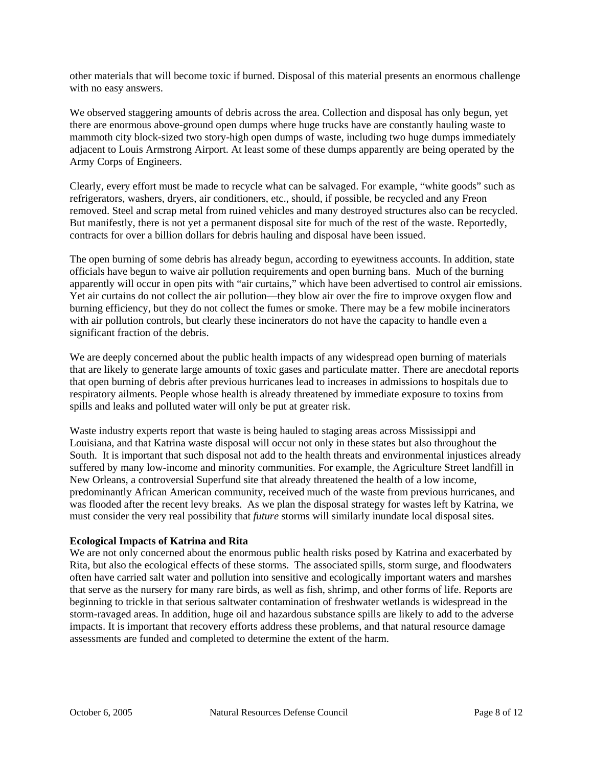other materials that will become toxic if burned. Disposal of this material presents an enormous challenge with no easy answers.

We observed staggering amounts of debris across the area. Collection and disposal has only begun, yet there are enormous above-ground open dumps where huge trucks have are constantly hauling waste to mammoth city block-sized two story-high open dumps of waste, including two huge dumps immediately adjacent to Louis Armstrong Airport. At least some of these dumps apparently are being operated by the Army Corps of Engineers.

Clearly, every effort must be made to recycle what can be salvaged. For example, "white goods" such as refrigerators, washers, dryers, air conditioners, etc., should, if possible, be recycled and any Freon removed. Steel and scrap metal from ruined vehicles and many destroyed structures also can be recycled. But manifestly, there is not yet a permanent disposal site for much of the rest of the waste. Reportedly, contracts for over a billion dollars for debris hauling and disposal have been issued.

The open burning of some debris has already begun, according to eyewitness accounts. In addition, state officials have begun to waive air pollution requirements and open burning bans. Much of the burning apparently will occur in open pits with "air curtains," which have been advertised to control air emissions. Yet air curtains do not collect the air pollution—they blow air over the fire to improve oxygen flow and burning efficiency, but they do not collect the fumes or smoke. There may be a few mobile incinerators with air pollution controls, but clearly these incinerators do not have the capacity to handle even a significant fraction of the debris.

We are deeply concerned about the public health impacts of any widespread open burning of materials that are likely to generate large amounts of toxic gases and particulate matter. There are anecdotal reports that open burning of debris after previous hurricanes lead to increases in admissions to hospitals due to respiratory ailments. People whose health is already threatened by immediate exposure to toxins from spills and leaks and polluted water will only be put at greater risk.

Waste industry experts report that waste is being hauled to staging areas across Mississippi and Louisiana, and that Katrina waste disposal will occur not only in these states but also throughout the South. It is important that such disposal not add to the health threats and environmental injustices already suffered by many low-income and minority communities. For example, the Agriculture Street landfill in New Orleans, a controversial Superfund site that already threatened the health of a low income, predominantly African American community, received much of the waste from previous hurricanes, and was flooded after the recent levy breaks. As we plan the disposal strategy for wastes left by Katrina, we must consider the very real possibility that *future* storms will similarly inundate local disposal sites.

**Ecological Impacts of Katrina and Rita**

We are not only concerned about the enormous public health risks posed by Katrina and exacerbated by Rita, but also the ecological effects of these storms. The associated spills, storm surge, and floodwaters often have carried salt water and pollution into sensitive and ecologically important waters and marshes that serve as the nursery for many rare birds, as well as fish, shrimp, and other forms of life. Reports are beginning to trickle in that serious saltwater contamination of freshwater wetlands is widespread in the storm-ravaged areas. In addition, huge oil and hazardous substance spills are likely to add to the adverse impacts. It is important that recovery efforts address these problems, and that natural resource damage assessments are funded and completed to determine the extent of the harm.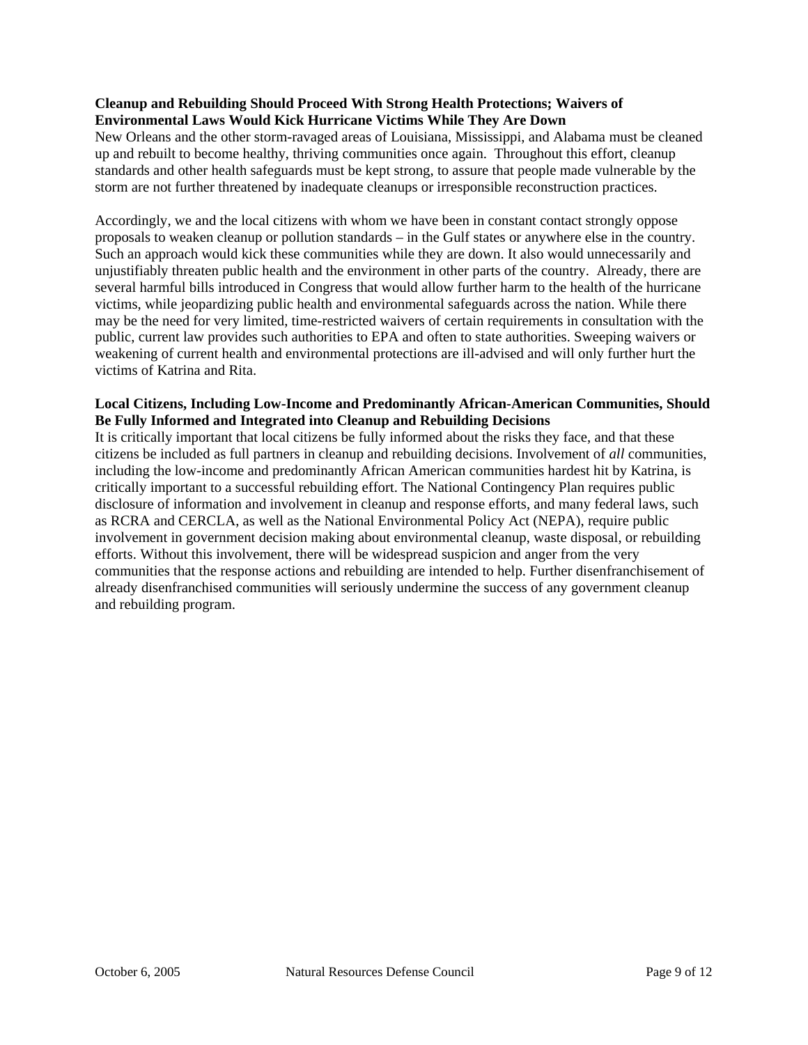**Cleanup and Rebuilding Should Proceed With Strong Health Protections; Waivers of Environmental Laws Would Kick Hurricane Victims While They Are Down**

New Orleans and the other storm-ravaged areas of Louisiana, Mississippi, and Alabama must be cleaned up and rebuilt to become healthy, thriving communities once again. Throughout this effort, cleanup standards and other health safeguards must be kept strong, to assure that people made vulnerable by the storm are not further threatened by inadequate cleanups or irresponsible reconstruction practices.

Accordingly, we and the local citizens with whom we have been in constant contact strongly oppose proposals to weaken cleanup or pollution standards – in the Gulf states or anywhere else in the country. Such an approach would kick these communities while they are down. It also would unnecessarily and unjustifiably threaten public health and the environment in other parts of the country. Already, there are several harmful bills introduced in Congress that would allow further harm to the health of the hurricane victims, while jeopardizing public health and environmental safeguards across the nation. While there may be the need for very limited, time-restricted waivers of certain requirements in consultation with the public, current law provides such authorities to EPA and often to state authorities. Sweeping waivers or weakening of current health and environmental protections are ill-advised and will only further hurt the victims of Katrina and Rita.

**Local Citizens, Including Low-Income and Predominantly African-American Communities, Should Be Fully Informed and Integrated into Cleanup and Rebuilding Decisions**

It is critically important that local citizens be fully informed about the risks they face, and that these citizens be included as full partners in cleanup and rebuilding decisions. Involvement of *all* communities, including the low-income and predominantly African American communities hardest hit by Katrina, is critically important to a successful rebuilding effort. The National Contingency Plan requires public disclosure of information and involvement in cleanup and response efforts, and many federal laws, such as RCRA and CERCLA, as well as the National Environmental Policy Act (NEPA), require public involvement in government decision making about environmental cleanup, waste disposal, or rebuilding efforts. Without this involvement, there will be widespread suspicion and anger from the very communities that the response actions and rebuilding are intended to help. Further disenfranchisement of already disenfranchised communities will seriously undermine the success of any government cleanup and rebuilding program.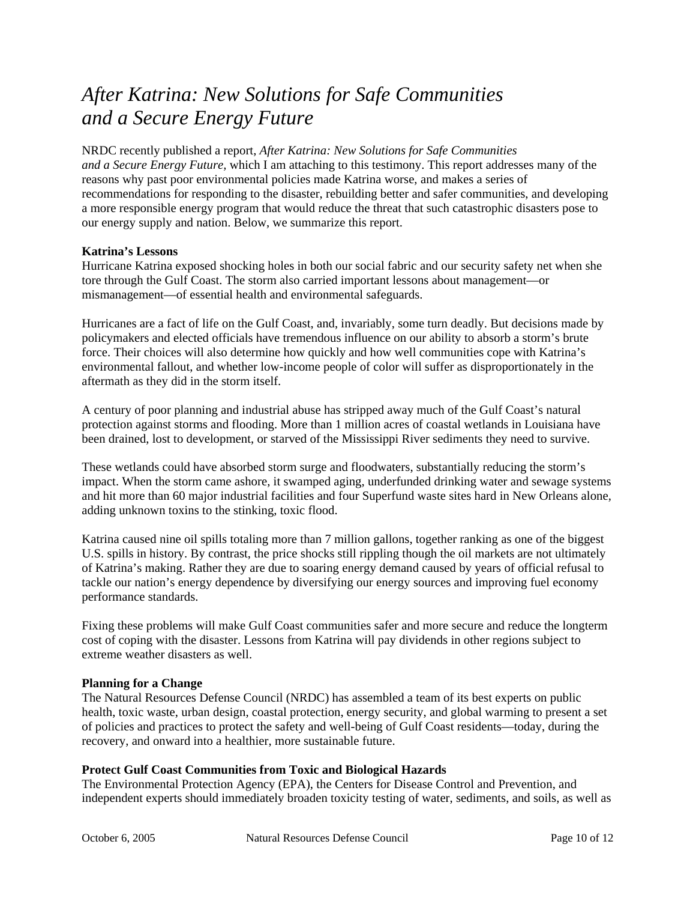# *After Katrina: New Solutions for Safe Communities and a Secure Energy Future*

NRDC recently published a report, *After Katrina: New Solutions for Safe Communities and a Secure Energy Future*, which I am attaching to this testimony. This report addresses many of the reasons why past poor environmental policies made Katrina worse, and makes a series of recommendations for responding to the disaster, rebuilding better and safer communities, and developing a more responsible energy program that would reduce the threat that such catastrophic disasters pose to our energy supply and nation. Below, we summarize this report.

**Katrina's Lessons**

Hurricane Katrina exposed shocking holes in both our social fabric and our security safety net when she tore through the Gulf Coast. The storm also carried important lessons about management—or mismanagement—of essential health and environmental safeguards.

Hurricanes are a fact of life on the Gulf Coast, and, invariably, some turn deadly. But decisions made by policymakers and elected officials have tremendous influence on our ability to absorb a storm's brute force. Their choices will also determine how quickly and how well communities cope with Katrina's environmental fallout, and whether low-income people of color will suffer as disproportionately in the aftermath as they did in the storm itself.

A century of poor planning and industrial abuse has stripped away much of the Gulf Coast's natural protection against storms and flooding. More than 1 million acres of coastal wetlands in Louisiana have been drained, lost to development, or starved of the Mississippi River sediments they need to survive.

These wetlands could have absorbed storm surge and floodwaters, substantially reducing the storm's impact. When the storm came ashore, it swamped aging, underfunded drinking water and sewage systems and hit more than 60 major industrial facilities and four Superfund waste sites hard in New Orleans alone, adding unknown toxins to the stinking, toxic flood.

Katrina caused nine oil spills totaling more than 7 million gallons, together ranking as one of the biggest U.S. spills in history. By contrast, the price shocks still rippling though the oil markets are not ultimately of Katrina's making. Rather they are due to soaring energy demand caused by years of official refusal to tackle our nation's energy dependence by diversifying our energy sources and improving fuel economy performance standards.

Fixing these problems will make Gulf Coast communities safer and more secure and reduce the longterm cost of coping with the disaster. Lessons from Katrina will pay dividends in other regions subject to extreme weather disasters as well.

**Planning for a Change**

The Natural Resources Defense Council (NRDC) has assembled a team of its best experts on public health, toxic waste, urban design, coastal protection, energy security, and global warming to present a set of policies and practices to protect the safety and well-being of Gulf Coast residents—today, during the recovery, and onward into a healthier, more sustainable future.

**Protect Gulf Coast Communities from Toxic and Biological Hazards**

The Environmental Protection Agency (EPA), the Centers for Disease Control and Prevention, and independent experts should immediately broaden toxicity testing of water, sediments, and soils, as well as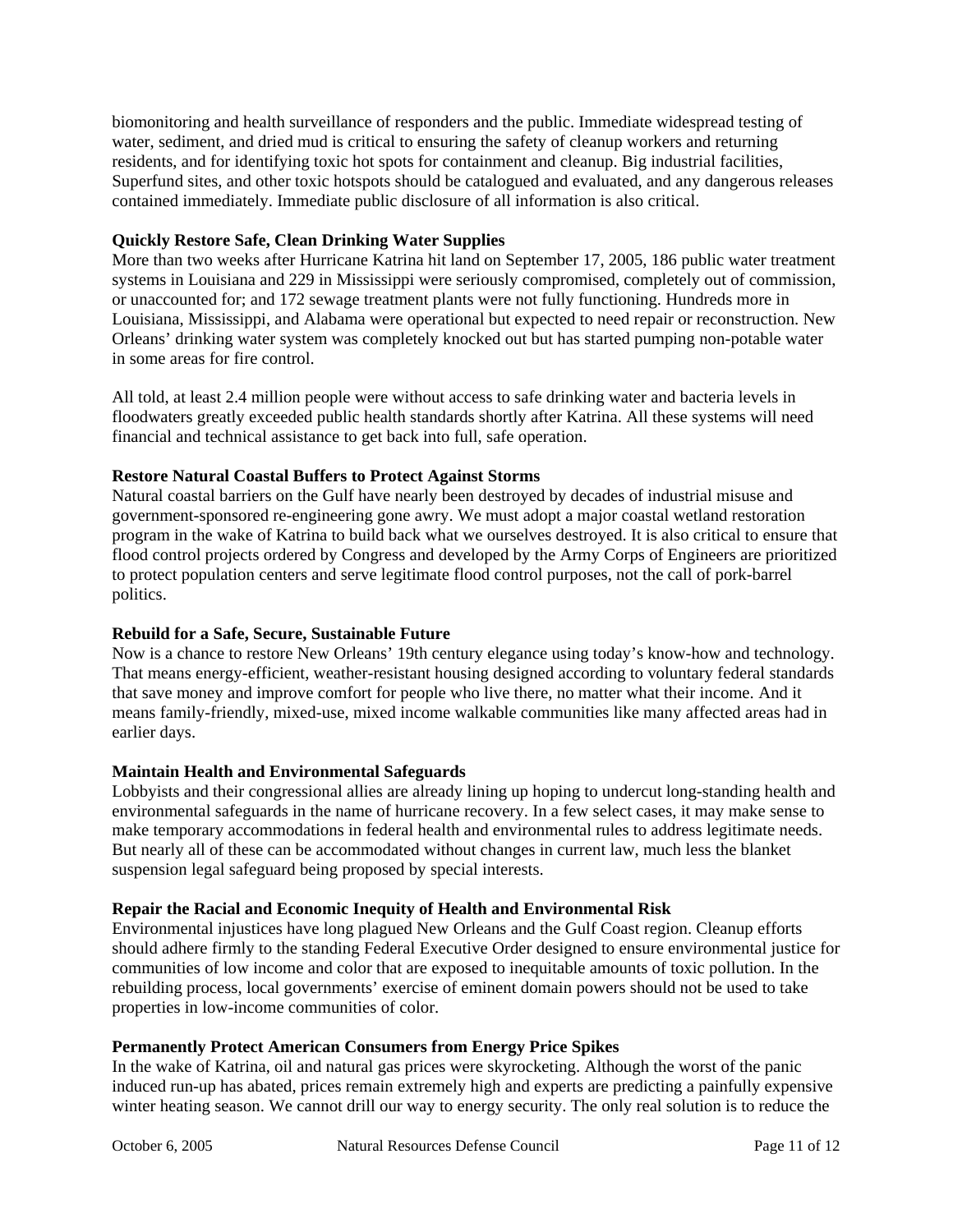biomonitoring and health surveillance of responders and the public. Immediate widespread testing of water, sediment, and dried mud is critical to ensuring the safety of cleanup workers and returning residents, and for identifying toxic hot spots for containment and cleanup. Big industrial facilities, Superfund sites, and other toxic hotspots should be catalogued and evaluated, and any dangerous releases contained immediately. Immediate public disclosure of all information is also critical.

**Quickly Restore Safe, Clean Drinking Water Supplies**

More than two weeks after Hurricane Katrina hit land on September 17, 2005, 186 public water treatment systems in Louisiana and 229 in Mississippi were seriously compromised, completely out of commission, or unaccounted for; and 172 sewage treatment plants were not fully functioning. Hundreds more in Louisiana, Mississippi, and Alabama were operational but expected to need repair or reconstruction. New Orleans' drinking water system was completely knocked out but has started pumping non-potable water in some areas for fire control.

All told, at least 2.4 million people were without access to safe drinking water and bacteria levels in floodwaters greatly exceeded public health standards shortly after Katrina. All these systems will need financial and technical assistance to get back into full, safe operation.

**Restore Natural Coastal Buffers to Protect Against Storms**

Natural coastal barriers on the Gulf have nearly been destroyed by decades of industrial misuse and government-sponsored re-engineering gone awry. We must adopt a major coastal wetland restoration program in the wake of Katrina to build back what we ourselves destroyed. It is also critical to ensure that flood control projects ordered by Congress and developed by the Army Corps of Engineers are prioritized to protect population centers and serve legitimate flood control purposes, not the call of pork-barrel politics.

**Rebuild for a Safe, Secure, Sustainable Future**

Now is a chance to restore New Orleans' 19th century elegance using today's know-how and technology. That means energy-efficient, weather-resistant housing designed according to voluntary federal standards that save money and improve comfort for people who live there, no matter what their income. And it means family-friendly, mixed-use, mixed income walkable communities like many affected areas had in earlier days.

**Maintain Health and Environmental Safeguards**

Lobbyists and their congressional allies are already lining up hoping to undercut long-standing health and environmental safeguards in the name of hurricane recovery. In a few select cases, it may make sense to make temporary accommodations in federal health and environmental rules to address legitimate needs. But nearly all of these can be accommodated without changes in current law, much less the blanket suspension legal safeguard being proposed by special interests.

**Repair the Racial and Economic Inequity of Health and Environmental Risk**

Environmental injustices have long plagued New Orleans and the Gulf Coast region. Cleanup efforts should adhere firmly to the standing Federal Executive Order designed to ensure environmental justice for communities of low income and color that are exposed to inequitable amounts of toxic pollution. In the rebuilding process, local governments' exercise of eminent domain powers should not be used to take properties in low-income communities of color.

**Permanently Protect American Consumers from Energy Price Spikes**

In the wake of Katrina, oil and natural gas prices were skyrocketing. Although the worst of the panic induced run-up has abated, prices remain extremely high and experts are predicting a painfully expensive winter heating season. We cannot drill our way to energy security. The only real solution is to reduce the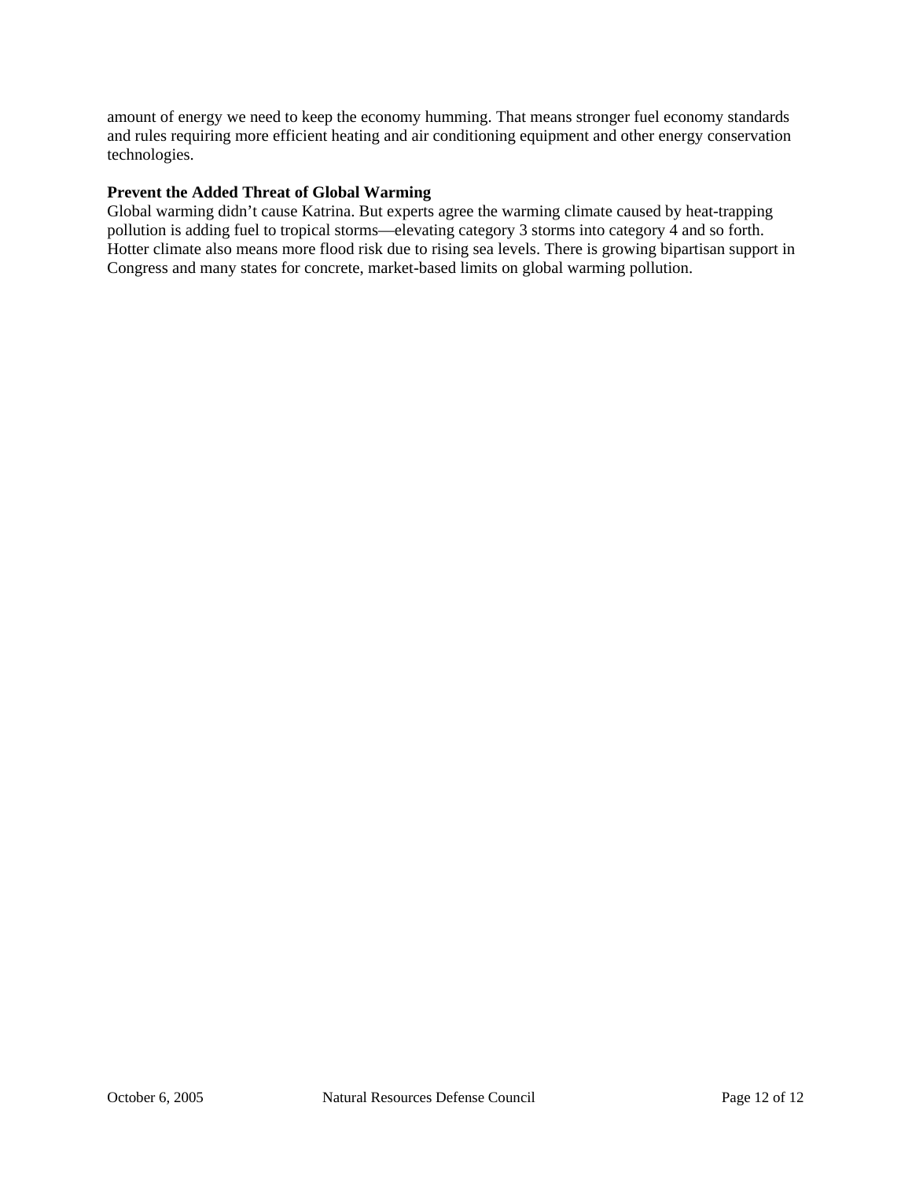amount of energy we need to keep the economy humming. That means stronger fuel economy standards and rules requiring more efficient heating and air conditioning equipment and other energy conservation technologies.

**Prevent the Added Threat of Global Warming**

Global warming didn't cause Katrina. But experts agree the warming climate caused by heat-trapping pollution is adding fuel to tropical storms—elevating category 3 storms into category 4 and so forth. Hotter climate also means more flood risk due to rising sea levels. There is growing bipartisan support in Congress and many states for concrete, market-based limits on global warming pollution.